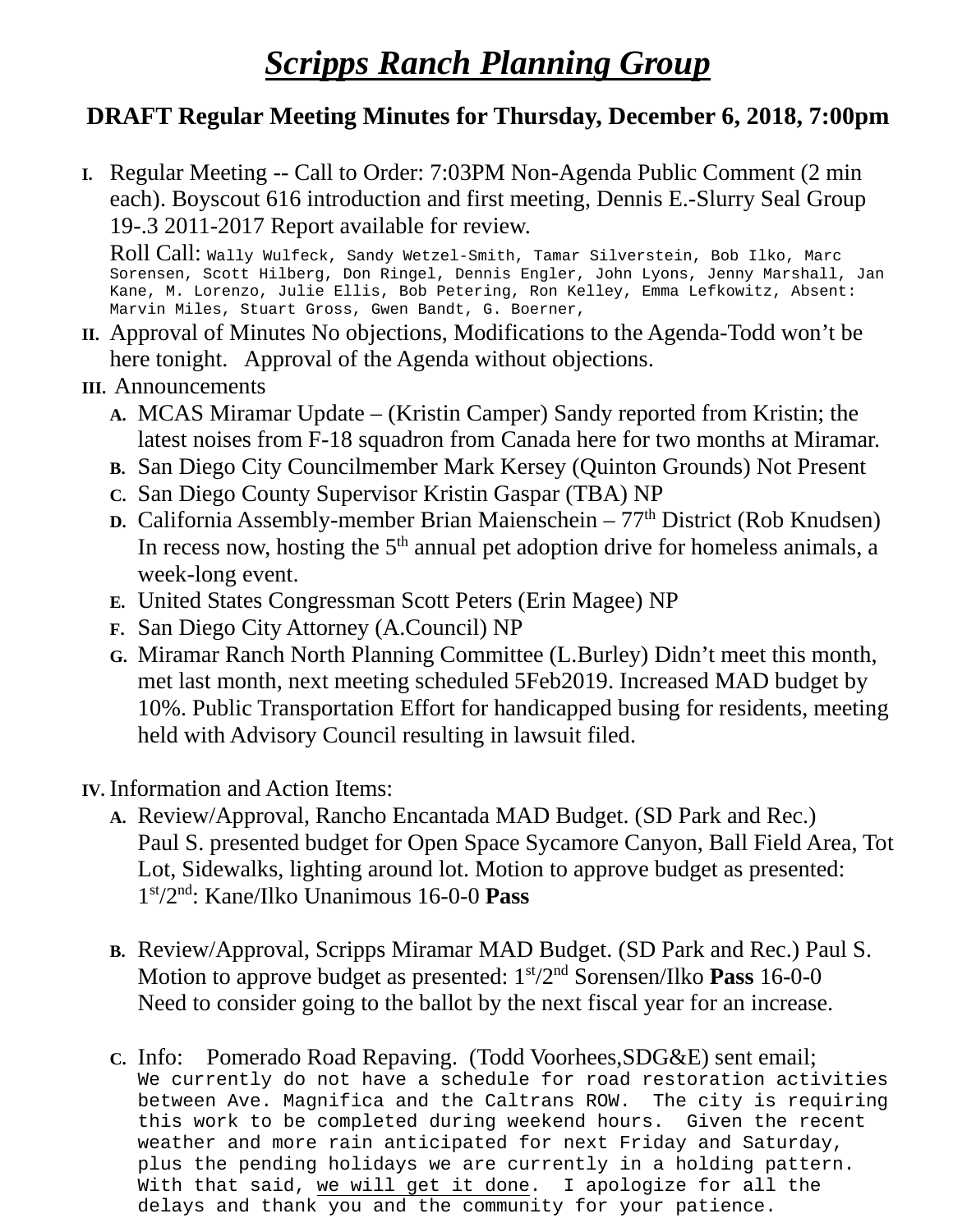# ***Scripps Ranch Planning Group***

## DRAFT Regular Meeting Minutes for Thursday, December 6, 2018, 7:00pm

**I.** Regular Meeting -- Call to Order: 7:03PM Non-Agenda Public Comment (2 min each). Boyscout 616 introduction and first meeting, Dennis E.-Slurry Seal Group 19-.3 2011-2017 Report available for review.

Roll Call: Wally Wulfeck, Sandy Wetzel-Smith, Tamar Silverstein, Bob Ilko, Marc Sorensen, Scott Hilberg, Don Ringel, Dennis Engler, John Lyons, Jenny Marshall, Jan Kane, M. Lorenzo, Julie Ellis, Bob Petering, Ron Kelley, Emma Lefkowitz, Absent: Marvin Miles, Stuart Gross, Gwen Bandt, G. Boerner,

**II.** Approval of Minutes No objections, Modifications to the Agenda-Todd won't be here tonight. Approval of the Agenda without objections.

**III.** Announcements

- **A.** MCAS Miramar Update – (Kristin Camper) Sandy reported from Kristin; the latest noises from F-18 squadron from Canada here for two months at Miramar.
- **B.** San Diego City Councilmember Mark Kersey (Quinton Grounds) Not Present
- **C.** San Diego County Supervisor Kristin Gaspar (TBA) NP
- **D.** California Assembly-member Brian Maienschein – 77th District (Rob Knudsen) In recess now, hosting the 5th annual pet adoption drive for homeless animals, a week-long event.
- **E.** United States Congressman Scott Peters (Erin Magee) NP
- **F.** San Diego City Attorney (A.Council) NP
- **G.** Miramar Ranch North Planning Committee (L.Burley) Didn't meet this month, met last month, next meeting scheduled 5Feb2019. Increased MAD budget by 10%. Public Transportation Effort for handicapped busing for residents, meeting held with Advisory Council resulting in lawsuit filed.

**IV.** Information and Action Items:

- **A.** Review/Approval, Rancho Encantada MAD Budget. (SD Park and Rec.) Paul S. presented budget for Open Space Sycamore Canyon, Ball Field Area, Tot Lot, Sidewalks, lighting around lot. Motion to approve budget as presented: 1st/2nd: Kane/Ilko Unanimous 16-0-0 **Pass**

- **B.** Review/Approval, Scripps Miramar MAD Budget. (SD Park and Rec.) Paul S. Motion to approve budget as presented: 1st/2nd Sorensen/Ilko **Pass** 16-0-0 Need to consider going to the ballot by the next fiscal year for an increase.

- **C.** Info: Pomerado Road Repaving. (Todd Voorhees,SDG&E) sent email; We currently do not have a schedule for road restoration activities between Ave. Magnifica and the Caltrans ROW. The city is requiring this work to be completed during weekend hours. Given the recent weather and more rain anticipated for next Friday and Saturday, plus the pending holidays we are currently in a holding pattern. With that said, <u>we will get it done</u>. I apologize for all the delays and thank you and the community for your patience.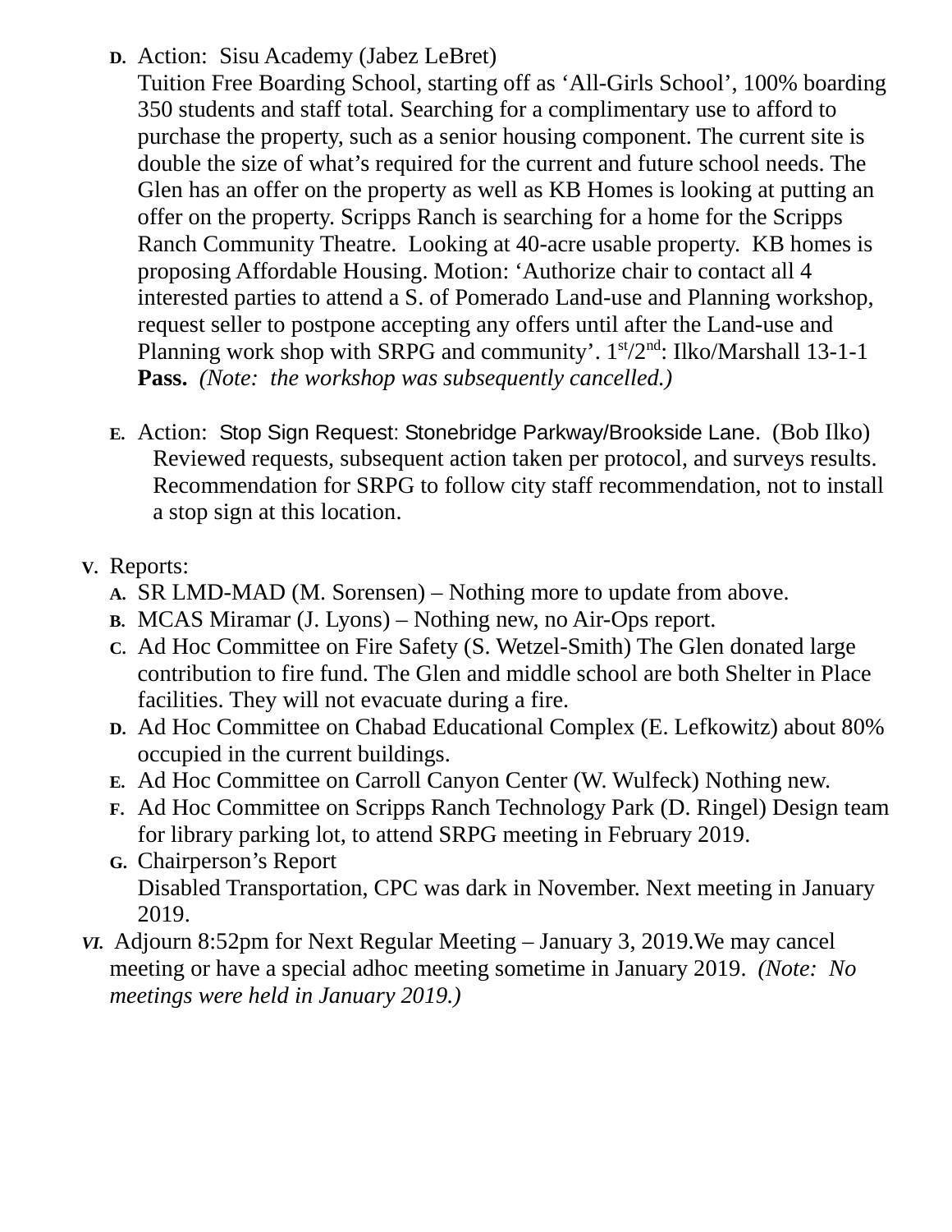D. Action: Sisu Academy (Jabez LeBret)
   Tuition Free Boarding School, starting off as 'All-Girls School', 100% boarding 350 students and staff total. Searching for a complimentary use to afford to purchase the property, such as a senior housing component. The current site is double the size of what's required for the current and future school needs. The Glen has an offer on the property as well as KB Homes is looking at putting an offer on the property. Scripps Ranch is searching for a home for the Scripps Ranch Community Theatre. Looking at 40-acre usable property. KB homes is proposing Affordable Housing. Motion: 'Authorize chair to contact all 4 interested parties to attend a S. of Pomerado Land-use and Planning workshop, request seller to postpone accepting any offers until after the Land-use and Planning work shop with SRPG and community'. 1st/2nd: Ilko/Marshall 13-1-1 **Pass.** *(Note: the workshop was subsequently cancelled.)*

E. Action: Stop Sign Request: Stonebridge Parkway/Brookside Lane. (Bob Ilko)
   Reviewed requests, subsequent action taken per protocol, and surveys results. Recommendation for SRPG to follow city staff recommendation, not to install a stop sign at this location.

V. Reports:
   A. SR LMD-MAD (M. Sorensen) – Nothing more to update from above.
   B. MCAS Miramar (J. Lyons) – Nothing new, no Air-Ops report.
   C. Ad Hoc Committee on Fire Safety (S. Wetzel-Smith) The Glen donated large contribution to fire fund. The Glen and middle school are both Shelter in Place facilities. They will not evacuate during a fire.
   D. Ad Hoc Committee on Chabad Educational Complex (E. Lefkowitz) about 80% occupied in the current buildings.
   E. Ad Hoc Committee on Carroll Canyon Center (W. Wulfeck) Nothing new.
   F. Ad Hoc Committee on Scripps Ranch Technology Park (D. Ringel) Design team for library parking lot, to attend SRPG meeting in February 2019.
   G. Chairperson's Report
      Disabled Transportation, CPC was dark in November. Next meeting in January 2019.

*VI.* Adjourn 8:52pm for Next Regular Meeting – January 3, 2019.We may cancel meeting or have a special adhoc meeting sometime in January 2019. *(Note: No meetings were held in January 2019.)*